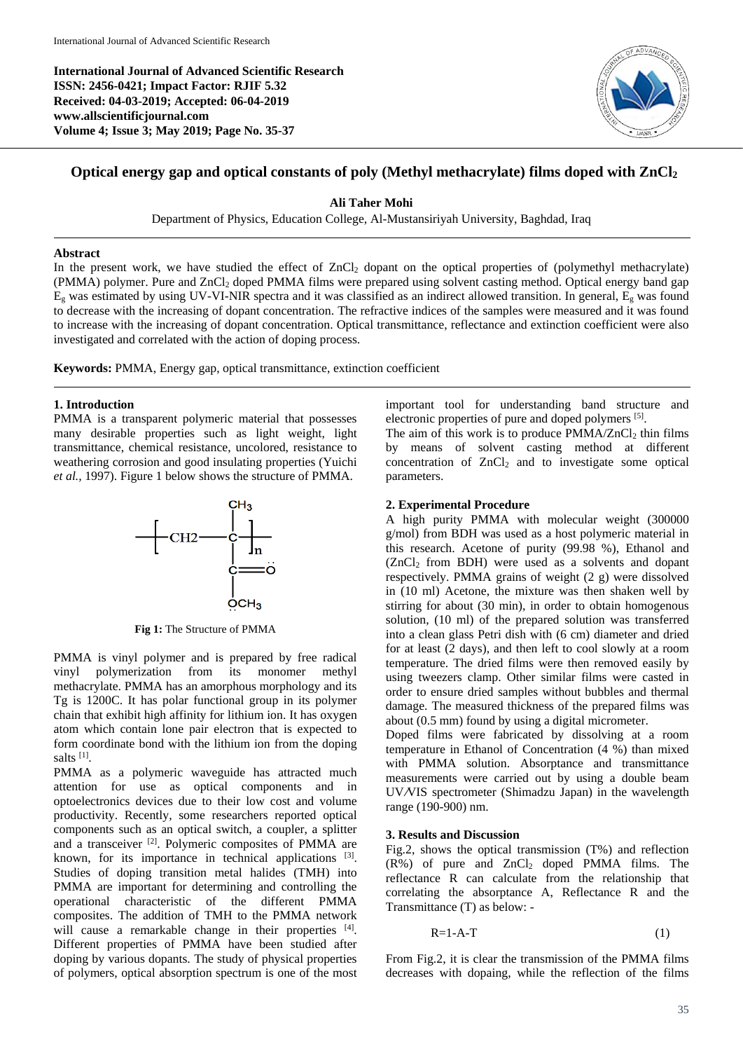International Journal of Advanced Scientific Research
ISSN: 2456-0421; Impact Factor: RJIF 5.32
Received: 04-03-2019; Accepted: 06-04-2019
www.allscientificjournal.com

# Optical energy gap and optical constants of poly (Methyl methacrylate) films doped with $ZnCl_2$

**Ali Taher Mohi**

Department of Physics, Education College, Al-Mustansiriyah University, Baghdad, Iraq

## Abstract

In the present work, we have studied the effect of $ZnCl_2$ dopant on the optical properties of (polymethyl methacrylate) (PMMA) polymer. Pure and $ZnCl_2$ doped PMMA films were prepared using solvent casting method. Optical energy band gap $E_g$ was estimated by using UV-VI-NIR spectra and it was classified as an indirect allowed transition. In general, $E_g$ was found to decrease with the increasing of dopant concentration. The refractive indices of the samples were measured and it was found to increase with the increasing of dopant concentration. Optical transmittance, reflectance and extinction coefficient were also investigated and correlated with the action of doping process.

**Keywords:** PMMA, Energy gap, optical transmittance, extinction coefficient

## 1. Introduction

PMMA is a transparent polymeric material that possesses many desirable properties such as light weight, light transmittance, chemical resistance, uncolored, resistance to weathering corrosion and good insulating properties (Yuichi *et al.*, 1997). Figure 1 below shows the structure of PMMA.

**Fig 1:** The Structure of PMMA

PMMA is vinyl polymer and is prepared by free radical vinyl polymerization from its monomer methyl methacrylate. PMMA has an amorphous morphology and its Tg is 1200C. It has polar functional group in its polymer chain that exhibit high affinity for lithium ion. It has oxygen atom which contain lone pair electron that is expected to form coordinate bond with the lithium ion from the doping salts [1].

PMMA as a polymeric waveguide has attracted much attention for use as optical components and in optoelectronics devices due to their low cost and volume productivity. Recently, some researchers reported optical components such as an optical switch, a coupler, a splitter and a transceiver [2]. Polymeric composites of PMMA are known, for its importance in technical applications [3]. Studies of doping transition metal halides (TMH) into PMMA are important for determining and controlling the operational characteristic of the different PMMA composites. The addition of TMH to the PMMA network will cause a remarkable change in their properties [4]. Different properties of PMMA have been studied after doping by various dopants. The study of physical properties of polymers, optical absorption spectrum is one of the most important tool for understanding band structure and electronic properties of pure and doped polymers [5].

The aim of this work is to produce PMMA/$ZnCl_2$ thin films by means of solvent casting method at different concentration of $ZnCl_2$ and to investigate some optical parameters.

## 2. Experimental Procedure

A high purity PMMA with molecular weight (300000 g/mol) from BDH was used as a host polymeric material in this research. Acetone of purity (99.98 %), Ethanol and ($ZnCl_2$ from BDH) were used as a solvents and dopant respectively. PMMA grains of weight (2 g) were dissolved in (10 ml) Acetone, the mixture was then shaken well by stirring for about (30 min), in order to obtain homogenous solution, (10 ml) of the prepared solution was transferred into a clean glass Petri dish with (6 cm) diameter and dried for at least (2 days), and then left to cool slowly at a room temperature. The dried films were then removed easily by using tweezers clamp. Other similar films were casted in order to ensure dried samples without bubbles and thermal damage. The measured thickness of the prepared films was about (0.5 mm) found by using a digital micrometer.

Doped films were fabricated by dissolving at a room temperature in Ethanol of Concentration (4 %) than mixed with PMMA solution. Absorptance and transmittance measurements were carried out by using a double beam UV/VIS spectrometer (Shimadzu Japan) in the wavelength range (190-900) nm.

## 3. Results and Discussion

Fig.2, shows the optical transmission (T%) and reflection (R%) of pure and $ZnCl_2$ doped PMMA films. The reflectance R can calculate from the relationship that correlating the absorptance A, Reflectance R and the Transmittance (T) as below: -

$$R=1-A-T \qquad (1)$$

From Fig.2, it is clear the transmission of the PMMA films decreases with doping, while the reflection of the films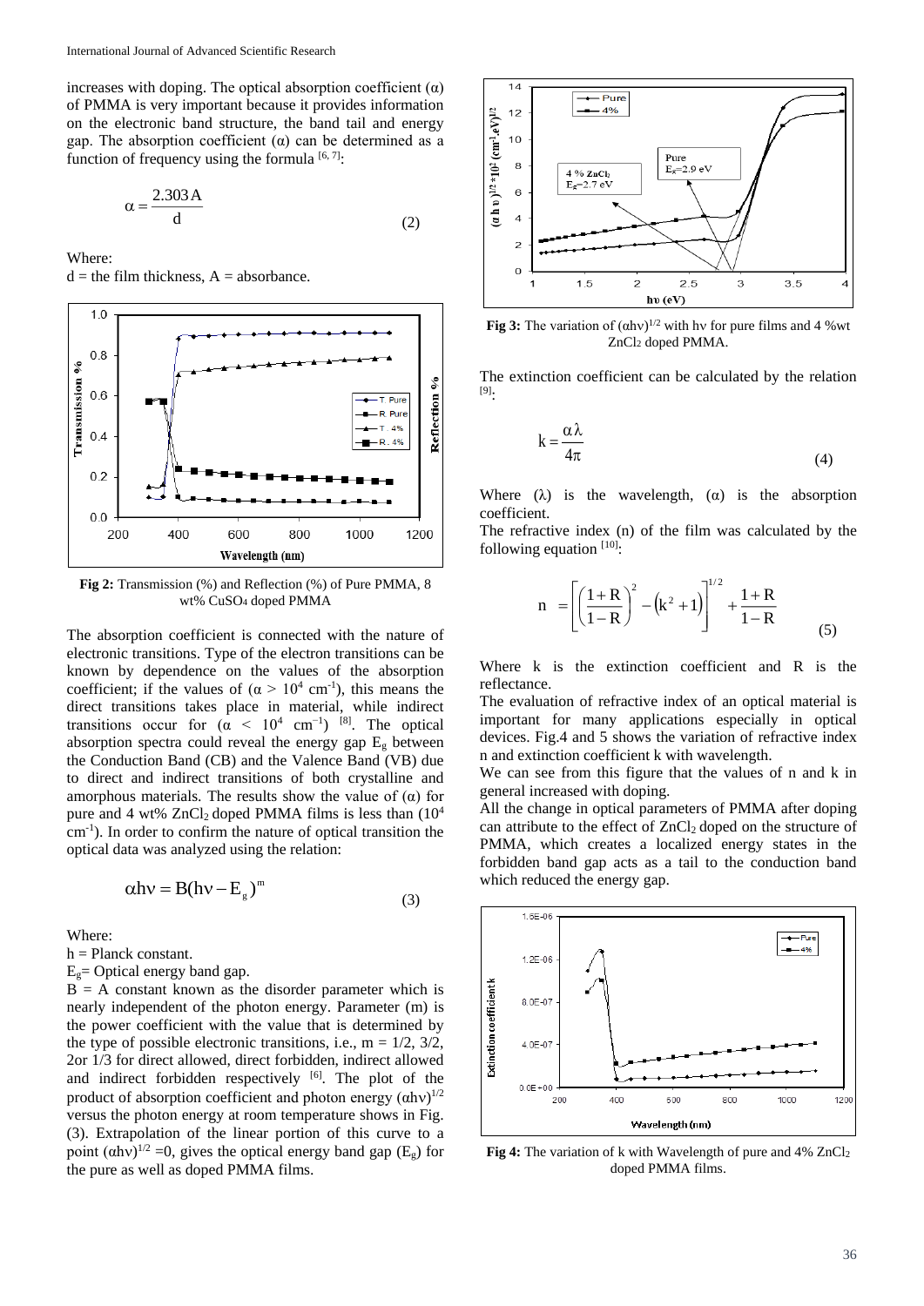increases with doping. The optical absorption coefficient (α) of PMMA is very important because it provides information on the electronic band structure, the band tail and energy gap. The absorption coefficient (α) can be determined as a function of frequency using the formula [6, 7]:

$$\alpha = \frac{2.303A}{d} \tag{2}$$

Where:
d = the film thickness, A = absorbance.

**Fig 2:** Transmission (%) and Reflection (%) of Pure PMMA, 8 wt% $CuSO_4$ doped PMMA

The absorption coefficient is connected with the nature of electronic transitions. Type of the electron transitions can be known by dependence on the values of the absorption coefficient; if the values of ($\alpha > 10^4$ cm$^{-1}$), this means the direct transitions takes place in material, while indirect transitions occur for ($\alpha < 10^4$ cm$^{-1}$) [8]. The optical absorption spectra could reveal the energy gap $E_g$ between the Conduction Band (CB) and the Valence Band (VB) due to direct and indirect transitions of both crystalline and amorphous materials. The results show the value of (α) for pure and 4 wt% $ZnCl_2$ doped PMMA films is less than ($10^4$ cm$^{-1}$). In order to confirm the nature of optical transition the optical data was analyzed using the relation:

$$\alpha h\nu = B(h\nu - E_g)^m \tag{3}$$

Where:
h = Planck constant.
$E_g$= Optical energy band gap.
B = A constant known as the disorder parameter which is nearly independent of the photon energy. Parameter (m) is the power coefficient with the value that is determined by the type of possible electronic transitions, i.e., m = 1/2, 3/2, 2or 1/3 for direct allowed, direct forbidden, indirect allowed and indirect forbidden respectively [6]. The plot of the product of absorption coefficient and photon energy $(\alpha h\nu)^{1/2}$ versus the photon energy at room temperature shows in Fig. (3). Extrapolation of the linear portion of this curve to a point $(\alpha h\nu)^{1/2} = 0$, gives the optical energy band gap ($E_g$) for the pure as well as doped PMMA films.

**Fig 3:** The variation of $(\alpha h\nu)^{1/2}$ with hν for pure films and 4 %wt $ZnCl_2$ doped PMMA.

The extinction coefficient can be calculated by the relation [9]:

$$k = \frac{\alpha\lambda}{4\pi} \tag{4}$$

Where (λ) is the wavelength, (α) is the absorption coefficient.

The refractive index (n) of the film was calculated by the following equation [10]:

$$n = \left[\left(\frac{1+R}{1-R}\right)^2 - \left(k^2+1\right)\right]^{1/2} + \frac{1+R}{1-R} \tag{5}$$

Where k is the extinction coefficient and R is the reflectance.

The evaluation of refractive index of an optical material is important for many applications especially in optical devices. Fig.4 and 5 shows the variation of refractive index n and extinction coefficient k with wavelength.

We can see from this figure that the values of n and k in general increased with doping.

All the change in optical parameters of PMMA after doping can attribute to the effect of $ZnCl_2$ doped on the structure of PMMA, which creates a localized energy states in the forbidden band gap acts as a tail to the conduction band which reduced the energy gap.

**Fig 4:** The variation of k with Wavelength of pure and 4% $ZnCl_2$ doped PMMA films.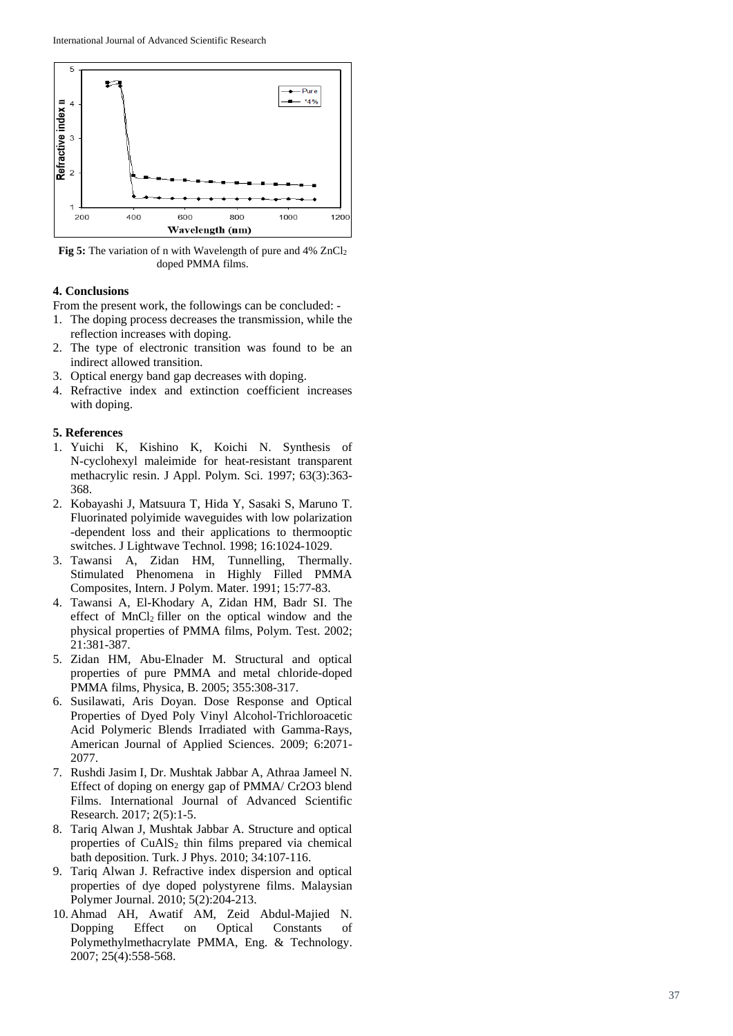Refractive index n

5
4
3
2
1

200 400 600 800 1000 1200

Wavelength (nm)

Pure
%4%

**Fig 5:** The variation of n with Wavelength of pure and 4% $ZnCl_2$ doped PMMA films.

## 4. Conclusions

From the present work, the followings can be concluded: -

1. The doping process decreases the transmission, while the reflection increases with doping.
2. The type of electronic transition was found to be an indirect allowed transition.
3. Optical energy band gap decreases with doping.
4. Refractive index and extinction coefficient increases with doping.

## 5. References

1. Yuichi K, Kishino K, Koichi N. Synthesis of N-cyclohexyl maleimide for heat-resistant transparent methacrylic resin. J Appl. Polym. Sci. 1997; 63(3):363-368.
2. Kobayashi J, Matsuura T, Hida Y, Sasaki S, Maruno T. Fluorinated polyimide waveguides with low polarization -dependent loss and their applications to thermooptic switches. J Lightwave Technol. 1998; 16:1024-1029.
3. Tawansi A, Zidan HM, Tunnelling, Thermally. Stimulated Phenomena in Highly Filled PMMA Composites, Intern. J Polym. Mater. 1991; 15:77-83.
4. Tawansi A, El-Khodary A, Zidan HM, Badr SI. The effect of $MnCl_2$ filler on the optical window and the physical properties of PMMA films, Polym. Test. 2002; 21:381-387.
5. Zidan HM, Abu-Elnader M. Structural and optical properties of pure PMMA and metal chloride-doped PMMA films, Physica, B. 2005; 355:308-317.
6. Susilawati, Aris Doyan. Dose Response and Optical Properties of Dyed Poly Vinyl Alcohol-Trichloroacetic Acid Polymeric Blends Irradiated with Gamma-Rays, American Journal of Applied Sciences. 2009; 6:2071-2077.
7. Rushdi Jasim I, Dr. Mushtak Jabbar A, Athraa Jameel N. Effect of doping on energy gap of PMMA/ Cr2O3 blend Films. International Journal of Advanced Scientific Research. 2017; 2(5):1-5.
8. Tariq Alwan J, Mushtak Jabbar A. Structure and optical properties of $CuAlS_2$ thin films prepared via chemical bath deposition. Turk. J Phys. 2010; 34:107-116.
9. Tariq Alwan J. Refractive index dispersion and optical properties of dye doped polystyrene films. Malaysian Polymer Journal. 2010; 5(2):204-213.
10. Ahmad AH, Awatif AM, Zeid Abdul-Majied N. Dopping Effect on Optical Constants of Polymethylmethacrylate PMMA, Eng. & Technology. 2007; 25(4):558-568.